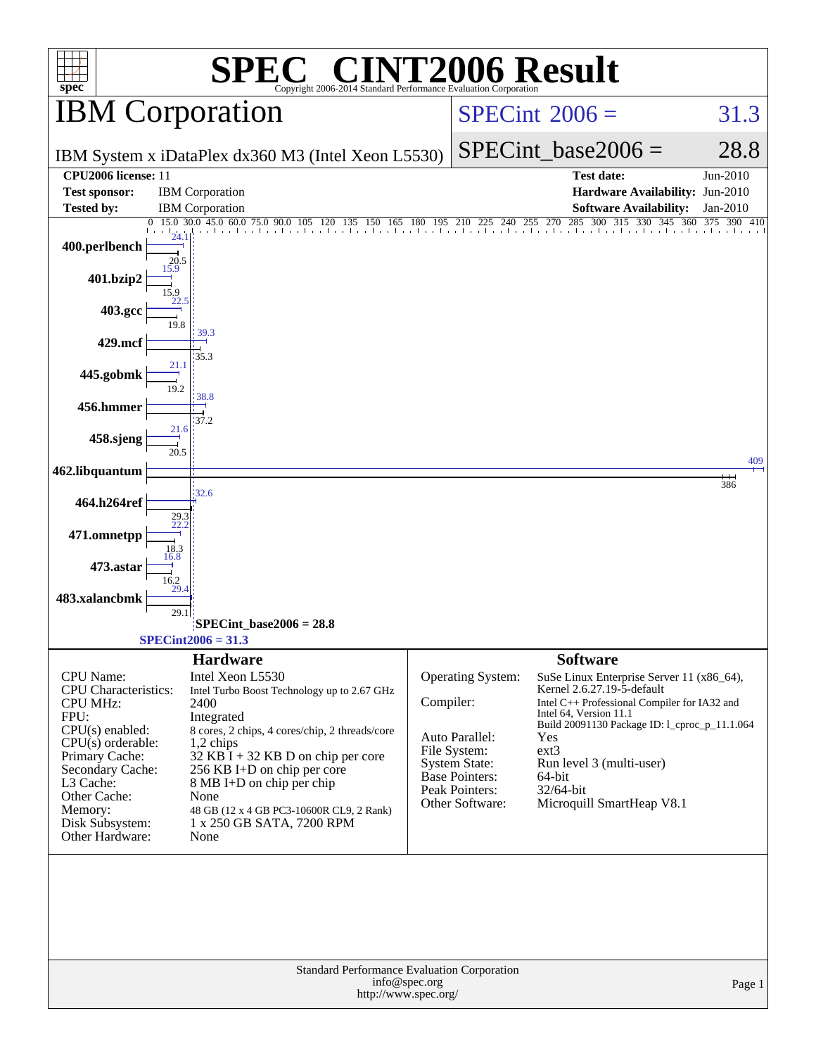# SPEC® CINT2006 Result

Copyright 2006-2014 Standard Performance Evaluation Corporation

## IBM Corporation

IBM System x iDataPlex dx360 M3 (Intel Xeon L5530)

SPECint 2006 = 31.3

SPECint_base2006 = 28.8

**CPU2006 license:** 11
**Test sponsor:** IBM Corporation
**Tested by:** IBM Corporation

**Test date:** Jun-2010
**Hardware Availability:** Jun-2010
**Software Availability:** Jan-2010

0 15.0 30.0 45.0 60.0 75.0 90.0 105 120 135 150 165 180 195 210 225 240 255 270 285 300 315 330 345 360 375 390 410

400.perlbench 24.1 20.5
401.bzip2 15.9 15.9
403.gcc 22.5 19.8
429.mcf 39.3 35.3
445.gobmk 21.1 19.2
456.hmmer 38.8 37.2
458.sjeng 21.6 20.5
462.libquantum 409 386
464.h264ref 32.6 29.3
471.omnetpp 22.2 18.3
473.astar 16.8 16.2
483.xalancbmk 29.4 29.1

SPECint_base2006 = 28.8
SPECint2006 = 31.3

### Hardware

| | |
|---|---|
| CPU Name: | Intel Xeon L5530 |
| CPU Characteristics: | Intel Turbo Boost Technology up to 2.67 GHz |
| CPU MHz: | 2400 |
| FPU: | Integrated |
| CPU(s) enabled: | 8 cores, 2 chips, 4 cores/chip, 2 threads/core |
| CPU(s) orderable: | 1,2 chips |
| Primary Cache: | 32 KB I + 32 KB D on chip per core |
| Secondary Cache: | 256 KB I+D on chip per core |
| L3 Cache: | 8 MB I+D on chip per chip |
| Other Cache: | None |
| Memory: | 48 GB (12 x 4 GB PC3-10600R CL9, 2 Rank) |
| Disk Subsystem: | 1 x 250 GB SATA, 7200 RPM |
| Other Hardware: | None |

### Software

| | |
|---|---|
| Operating System: | SuSe Linux Enterprise Server 11 (x86_64), Kernel 2.6.27.19-5-default |
| Compiler: | Intel C++ Professional Compiler for IA32 and Intel 64, Version 11.1 Build 20091130 Package ID: l_cproc_p_11.1.064 |
| Auto Parallel: | Yes |
| File System: | ext3 |
| System State: | Run level 3 (multi-user) |
| Base Pointers: | 64-bit |
| Peak Pointers: | 32/64-bit |
| Other Software: | Microquill SmartHeap V8.1 |

Standard Performance Evaluation Corporation
info@spec.org
http://www.spec.org/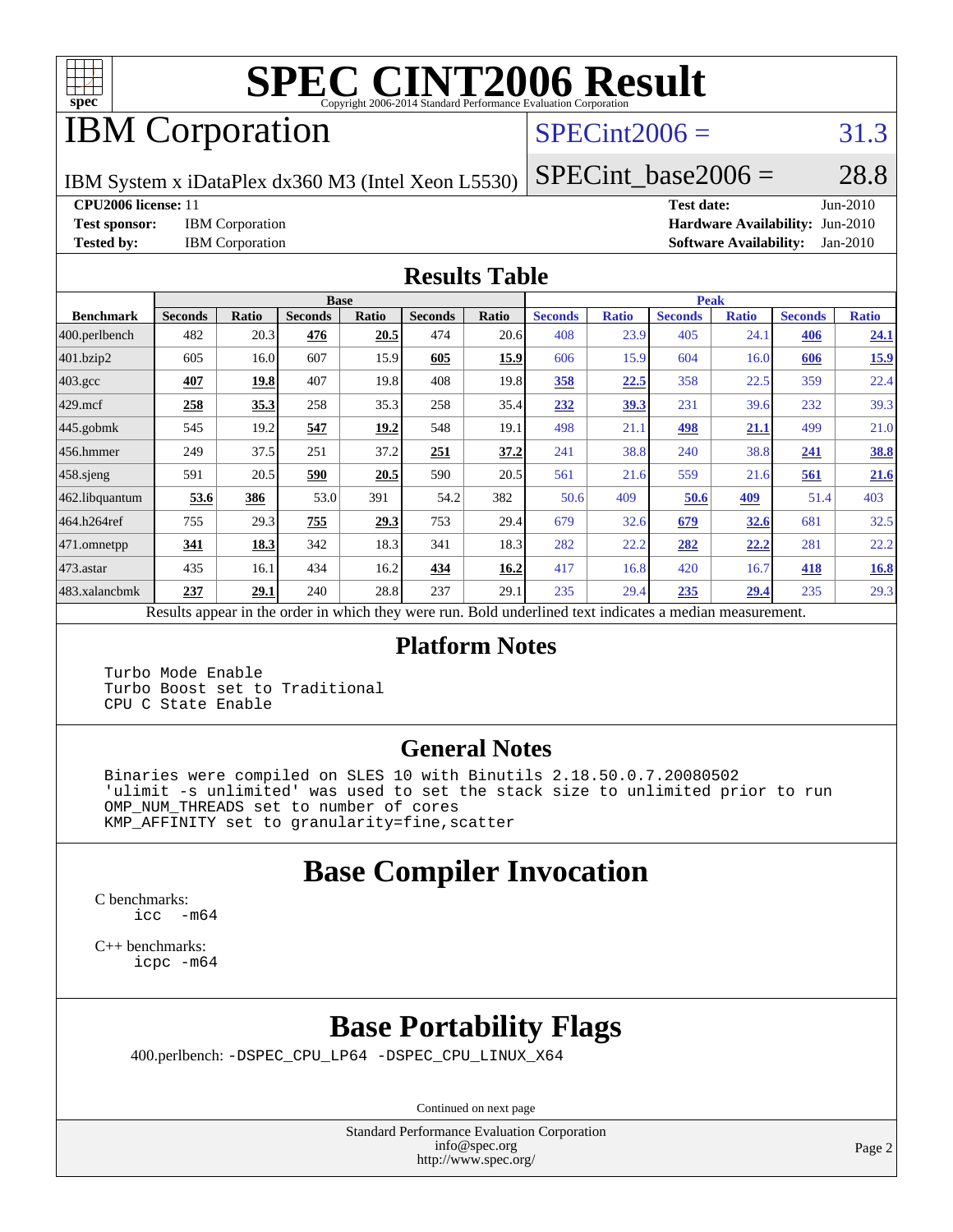# SPEC CINT2006 Result

Copyright 2006-2014 Standard Performance Evaluation Corporation

## IBM Corporation

IBM System x iDataPlex dx360 M3 (Intel Xeon L5530)

SPECint2006 = 31.3

SPECint_base2006 = 28.8

**CPU2006 license:** 11
**Test sponsor:** IBM Corporation
**Tested by:** IBM Corporation
**Test date:** Jun-2010
**Hardware Availability:** Jun-2010
**Software Availability:** Jan-2010

## Results Table

| | Base | | | | | | Peak | | | | | |
|---|---|---|---|---|---|---|---|---|---|---|---|---|
| **Benchmark** | **Seconds** | **Ratio** | **Seconds** | **Ratio** | **Seconds** | **Ratio** | **Seconds** | **Ratio** | **Seconds** | **Ratio** | **Seconds** | **Ratio** |
| 400.perlbench | 482 | 20.3 | **476** | **20.5** | 474 | 20.6 | 408 | 23.9 | 405 | 24.1 | **406** | **24.1** |
| 401.bzip2 | 605 | 16.0 | 607 | 15.9 | **605** | **15.9** | 606 | 15.9 | 604 | 16.0 | **606** | **15.9** |
| 403.gcc | **407** | **19.8** | 407 | 19.8 | 408 | 19.8 | **358** | **22.5** | 358 | 22.5 | 359 | 22.4 |
| 429.mcf | **258** | **35.3** | 258 | 35.3 | 258 | 35.4 | **232** | **39.3** | 231 | 39.6 | 232 | 39.3 |
| 445.gobmk | 545 | 19.2 | **547** | **19.2** | 548 | 19.1 | 498 | 21.1 | **498** | **21.1** | 499 | 21.0 |
| 456.hmmer | 249 | 37.5 | 251 | 37.2 | **251** | **37.2** | 241 | 38.8 | 240 | 38.8 | **241** | **38.8** |
| 458.sjeng | 591 | 20.5 | **590** | **20.5** | 590 | 20.5 | 561 | 21.6 | 559 | 21.6 | **561** | **21.6** |
| 462.libquantum | **53.6** | **386** | 53.0 | 391 | 54.2 | 382 | 50.6 | 409 | **50.6** | **409** | 51.4 | 403 |
| 464.h264ref | 755 | 29.3 | **755** | **29.3** | 753 | 29.4 | 679 | 32.6 | **679** | **32.6** | 681 | 32.5 |
| 471.omnetpp | **341** | **18.3** | 342 | 18.3 | 341 | 18.3 | 282 | 22.2 | **282** | **22.2** | 281 | 22.2 |
| 473.astar | 435 | 16.1 | 434 | 16.2 | **434** | **16.2** | 417 | 16.8 | 420 | 16.7 | **418** | **16.8** |
| 483.xalancbmk | **237** | **29.1** | 240 | 28.8 | 237 | 29.1 | 235 | 29.4 | **235** | **29.4** | 235 | 29.3 |

Results appear in the order in which they were run. Bold underlined text indicates a median measurement.

## Platform Notes

```
Turbo Mode Enable
Turbo Boost set to Traditional
CPU C State Enable
```

## General Notes

```
Binaries were compiled on SLES 10 with Binutils 2.18.50.0.7.20080502
'ulimit -s unlimited' was used to set the stack size to unlimited prior to run
OMP_NUM_THREADS set to number of cores
KMP_AFFINITY set to granularity=fine,scatter
```

## Base Compiler Invocation

C benchmarks:
```
icc  -m64
```

C++ benchmarks:
```
icpc -m64
```

## Base Portability Flags

400.perlbench: -DSPEC_CPU_LP64 -DSPEC_CPU_LINUX_X64

Continued on next page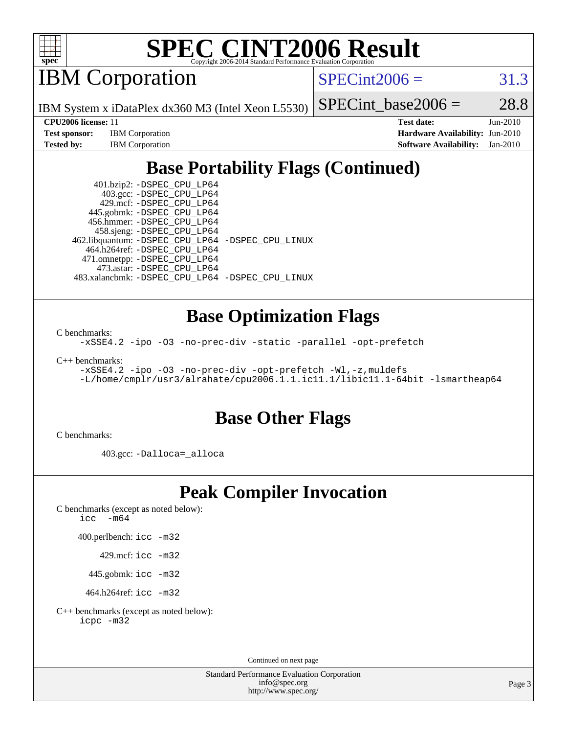# SPEC CINT2006 Result

Copyright 2006-2014 Standard Performance Evaluation Corporation

## IBM Corporation

IBM System x iDataPlex dx360 M3 (Intel Xeon L5530)

SPECint2006 = 31.3

SPECint_base2006 = 28.8

**CPU2006 license:** 11
**Test sponsor:** IBM Corporation
**Tested by:** IBM Corporation

**Test date:** Jun-2010
**Hardware Availability:** Jun-2010
**Software Availability:** Jan-2010

## Base Portability Flags (Continued)

401.bzip2: -DSPEC_CPU_LP64
403.gcc: -DSPEC_CPU_LP64
429.mcf: -DSPEC_CPU_LP64
445.gobmk: -DSPEC_CPU_LP64
456.hmmer: -DSPEC_CPU_LP64
458.sjeng: -DSPEC_CPU_LP64
462.libquantum: -DSPEC_CPU_LP64 -DSPEC_CPU_LINUX
464.h264ref: -DSPEC_CPU_LP64
471.omnetpp: -DSPEC_CPU_LP64
473.astar: -DSPEC_CPU_LP64
483.xalancbmk: -DSPEC_CPU_LP64 -DSPEC_CPU_LINUX

## Base Optimization Flags

C benchmarks:
-xSSE4.2 -ipo -O3 -no-prec-div -static -parallel -opt-prefetch

C++ benchmarks:
-xSSE4.2 -ipo -O3 -no-prec-div -opt-prefetch -Wl,-z,muldefs
-L/home/cmplr/usr3/alrahate/cpu2006.1.1.ic11.1/libic11.1-64bit -lsmartheap64

## Base Other Flags

C benchmarks:

403.gcc: -Dalloca=_alloca

## Peak Compiler Invocation

C benchmarks (except as noted below):
icc -m64

400.perlbench: icc -m32

429.mcf: icc -m32

445.gobmk: icc -m32

464.h264ref: icc -m32

C++ benchmarks (except as noted below):
icpc -m32

Continued on next page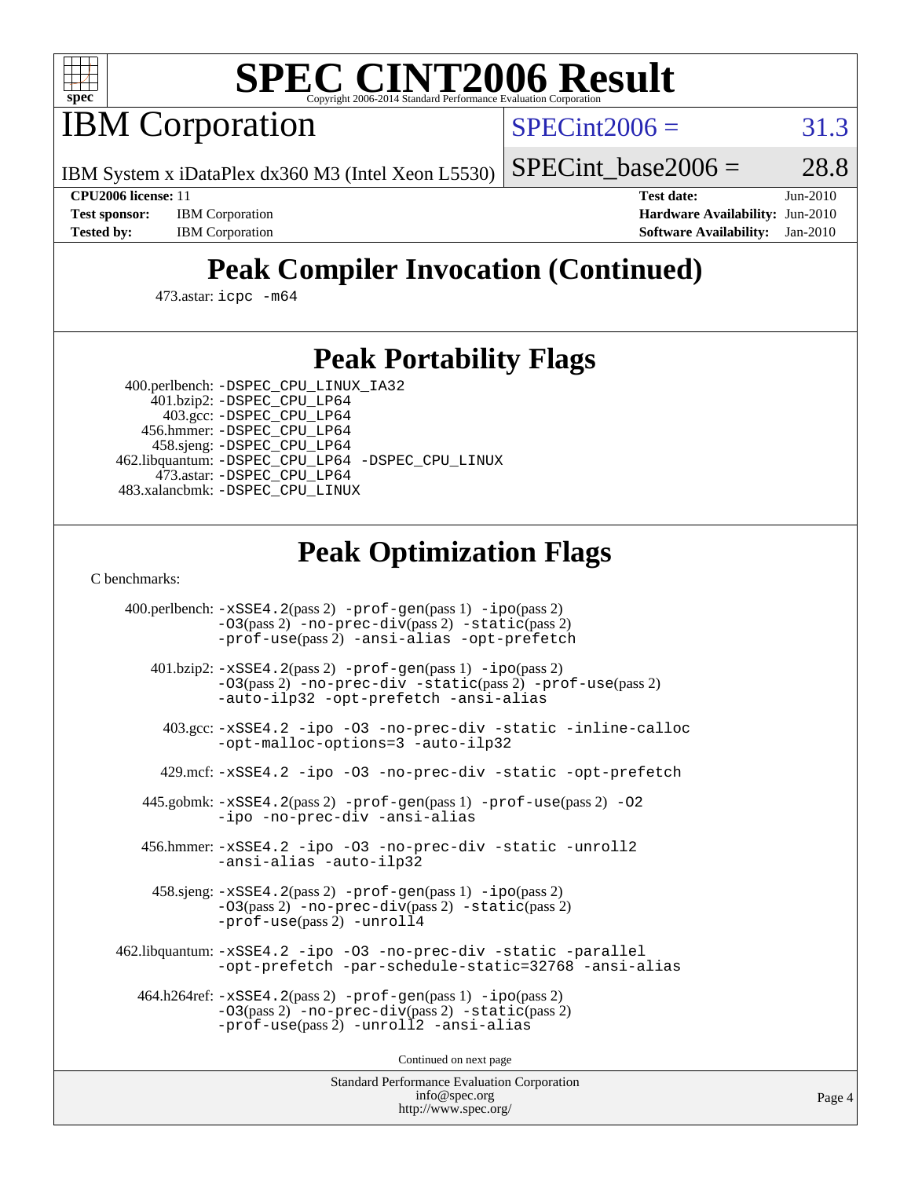# SPEC CINT2006 Result

Copyright 2006-2014 Standard Performance Evaluation Corporation

## IBM Corporation

IBM System x iDataPlex dx360 M3 (Intel Xeon L5530)

SPECint2006 = 31.3

SPECint_base2006 = 28.8

**CPU2006 license:** 11 **Test date:** Jun-2010

**Test sponsor:** IBM Corporation **Hardware Availability:** Jun-2010

**Tested by:** IBM Corporation **Software Availability:** Jan-2010

## Peak Compiler Invocation (Continued)

473.astar: icpc -m64

## Peak Portability Flags

400.perlbench: -DSPEC_CPU_LINUX_IA32
401.bzip2: -DSPEC_CPU_LP64
403.gcc: -DSPEC_CPU_LP64
456.hmmer: -DSPEC_CPU_LP64
458.sjeng: -DSPEC_CPU_LP64
462.libquantum: -DSPEC_CPU_LP64 -DSPEC_CPU_LINUX
473.astar: -DSPEC_CPU_LP64
483.xalancbmk: -DSPEC_CPU_LINUX

## Peak Optimization Flags

C benchmarks:

400.perlbench: -xSSE4.2(pass 2) -prof-gen(pass 1) -ipo(pass 2) -O3(pass 2) -no-prec-div(pass 2) -static(pass 2) -prof-use(pass 2) -ansi-alias -opt-prefetch

401.bzip2: -xSSE4.2(pass 2) -prof-gen(pass 1) -ipo(pass 2) -O3(pass 2) -no-prec-div -static(pass 2) -prof-use(pass 2) -auto-ilp32 -opt-prefetch -ansi-alias

403.gcc: -xSSE4.2 -ipo -O3 -no-prec-div -static -inline-calloc -opt-malloc-options=3 -auto-ilp32

429.mcf: -xSSE4.2 -ipo -O3 -no-prec-div -static -opt-prefetch

445.gobmk: -xSSE4.2(pass 2) -prof-gen(pass 1) -prof-use(pass 2) -O2 -ipo -no-prec-div -ansi-alias

456.hmmer: -xSSE4.2 -ipo -O3 -no-prec-div -static -unroll2 -ansi-alias -auto-ilp32

458.sjeng: -xSSE4.2(pass 2) -prof-gen(pass 1) -ipo(pass 2) -O3(pass 2) -no-prec-div(pass 2) -static(pass 2) -prof-use(pass 2) -unroll4

462.libquantum: -xSSE4.2 -ipo -O3 -no-prec-div -static -parallel -opt-prefetch -par-schedule-static=32768 -ansi-alias

464.h264ref: -xSSE4.2(pass 2) -prof-gen(pass 1) -ipo(pass 2) -O3(pass 2) -no-prec-div(pass 2) -static(pass 2) -prof-use(pass 2) -unroll2 -ansi-alias

Continued on next page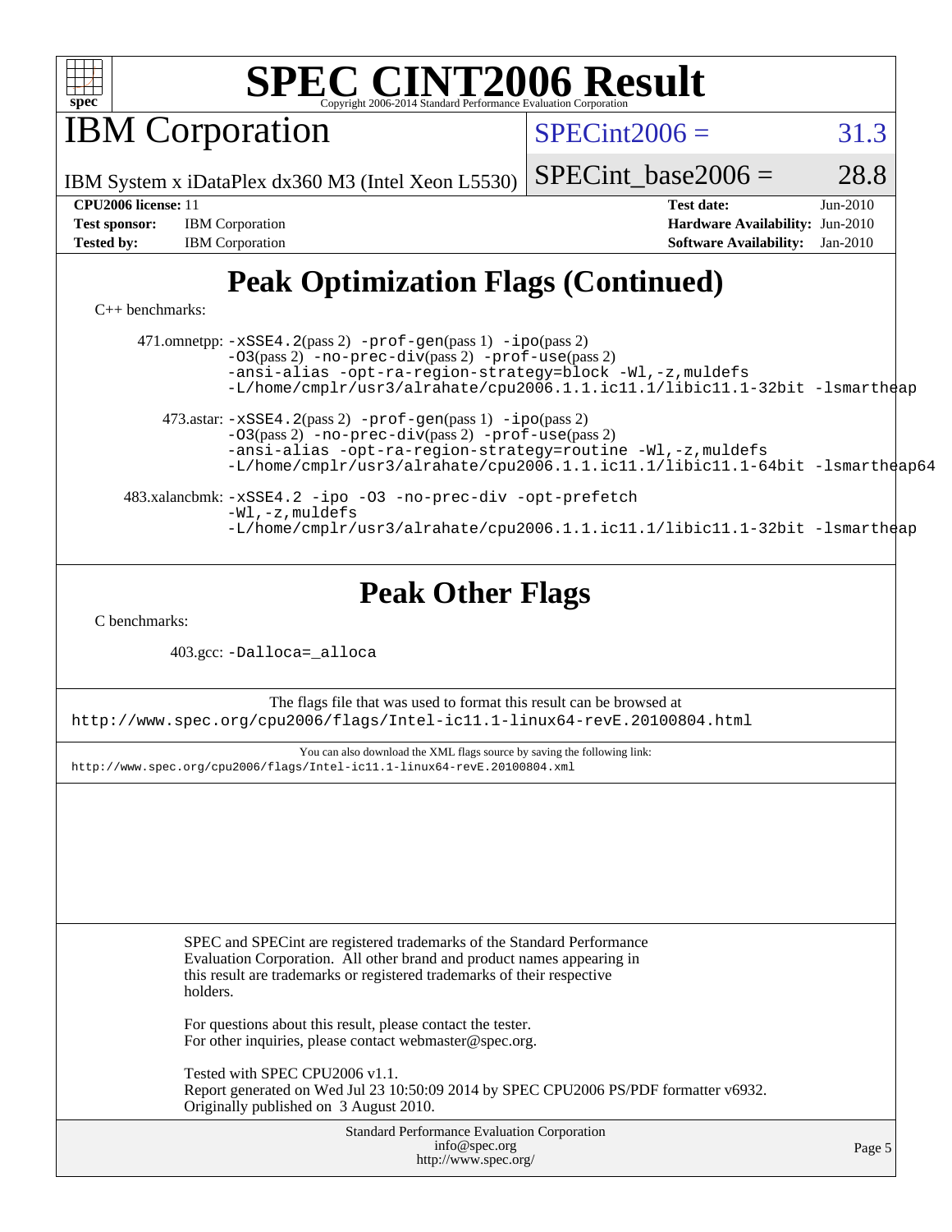# SPEC CINT2006 Result

Copyright 2006-2014 Standard Performance Evaluation Corporation

## IBM Corporation

IBM System x iDataPlex dx360 M3 (Intel Xeon L5530)

SPECint2006 = 31.3

SPECint_base2006 = 28.8

**CPU2006 license:** 11
**Test sponsor:** IBM Corporation
**Tested by:** IBM Corporation

**Test date:** Jun-2010
**Hardware Availability:** Jun-2010
**Software Availability:** Jan-2010

## Peak Optimization Flags (Continued)

C++ benchmarks:

471.omnetpp: `-xSSE4.2`(pass 2) `-prof-gen`(pass 1) `-ipo`(pass 2) `-O3`(pass 2) `-no-prec-div`(pass 2) `-prof-use`(pass 2) `-ansi-alias -opt-ra-region-strategy=block -Wl,-z,muldefs -L/home/cmplr/usr3/alrahate/cpu2006.1.1.ic11.1/libic11.1-32bit -lsmartheap`

473.astar: `-xSSE4.2`(pass 2) `-prof-gen`(pass 1) `-ipo`(pass 2) `-O3`(pass 2) `-no-prec-div`(pass 2) `-prof-use`(pass 2) `-ansi-alias -opt-ra-region-strategy=routine -Wl,-z,muldefs -L/home/cmplr/usr3/alrahate/cpu2006.1.1.ic11.1/libic11.1-64bit -lsmartheap64`

483.xalancbmk: `-xSSE4.2 -ipo -O3 -no-prec-div -opt-prefetch -Wl,-z,muldefs -L/home/cmplr/usr3/alrahate/cpu2006.1.1.ic11.1/libic11.1-32bit -lsmartheap`

## Peak Other Flags

C benchmarks:

403.gcc: `-Dalloca=_alloca`

The flags file that was used to format this result can be browsed at
http://www.spec.org/cpu2006/flags/Intel-ic11.1-linux64-revE.20100804.html

You can also download the XML flags source by saving the following link:
http://www.spec.org/cpu2006/flags/Intel-ic11.1-linux64-revE.20100804.xml

SPEC and SPECint are registered trademarks of the Standard Performance Evaluation Corporation. All other brand and product names appearing in this result are trademarks or registered trademarks of their respective holders.

For questions about this result, please contact the tester.
For other inquiries, please contact webmaster@spec.org.

Tested with SPEC CPU2006 v1.1.
Report generated on Wed Jul 23 10:50:09 2014 by SPEC CPU2006 PS/PDF formatter v6932.
Originally published on 3 August 2010.

Standard Performance Evaluation Corporation
info@spec.org
http://www.spec.org/